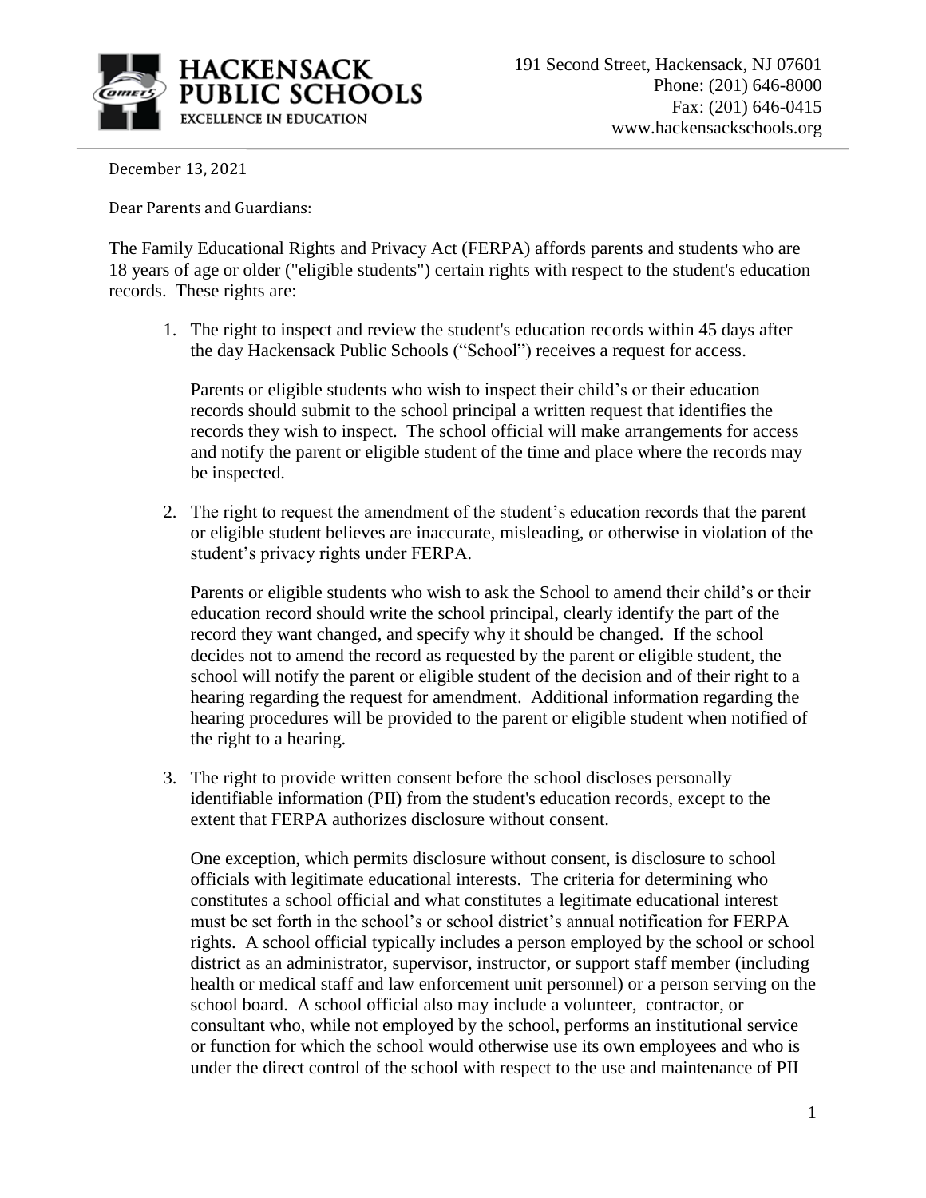**HACKENSACK PUBLIC SCHOOLS**
EXCELLENCE IN EDUCATION

191 Second Street, Hackensack, NJ 07601
Phone: (201) 646-8000
Fax: (201) 646-0415
www.hackensackschools.org

December 13, 2021

Dear Parents and Guardians:

The Family Educational Rights and Privacy Act (FERPA) affords parents and students who are 18 years of age or older ("eligible students") certain rights with respect to the student's education records. These rights are:

1. The right to inspect and review the student's education records within 45 days after the day Hackensack Public Schools ("School") receives a request for access.

   Parents or eligible students who wish to inspect their child's or their education records should submit to the school principal a written request that identifies the records they wish to inspect. The school official will make arrangements for access and notify the parent or eligible student of the time and place where the records may be inspected.

2. The right to request the amendment of the student's education records that the parent or eligible student believes are inaccurate, misleading, or otherwise in violation of the student's privacy rights under FERPA.

   Parents or eligible students who wish to ask the School to amend their child's or their education record should write the school principal, clearly identify the part of the record they want changed, and specify why it should be changed. If the school decides not to amend the record as requested by the parent or eligible student, the school will notify the parent or eligible student of the decision and of their right to a hearing regarding the request for amendment. Additional information regarding the hearing procedures will be provided to the parent or eligible student when notified of the right to a hearing.

3. The right to provide written consent before the school discloses personally identifiable information (PII) from the student's education records, except to the extent that FERPA authorizes disclosure without consent.

   One exception, which permits disclosure without consent, is disclosure to school officials with legitimate educational interests. The criteria for determining who constitutes a school official and what constitutes a legitimate educational interest must be set forth in the school's or school district's annual notification for FERPA rights. A school official typically includes a person employed by the school or school district as an administrator, supervisor, instructor, or support staff member (including health or medical staff and law enforcement unit personnel) or a person serving on the school board. A school official also may include a volunteer, contractor, or consultant who, while not employed by the school, performs an institutional service or function for which the school would otherwise use its own employees and who is under the direct control of the school with respect to the use and maintenance of PII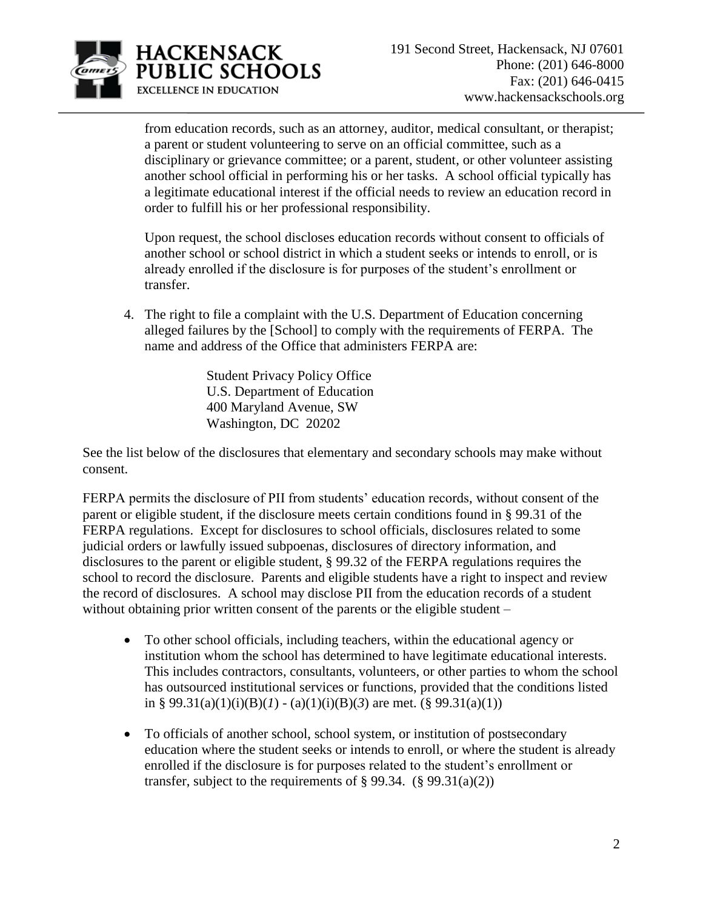from education records, such as an attorney, auditor, medical consultant, or therapist; a parent or student volunteering to serve on an official committee, such as a disciplinary or grievance committee; or a parent, student, or other volunteer assisting another school official in performing his or her tasks. A school official typically has a legitimate educational interest if the official needs to review an education record in order to fulfill his or her professional responsibility.

   Upon request, the school discloses education records without consent to officials of another school or school district in which a student seeks or intends to enroll, or is already enrolled if the disclosure is for purposes of the student's enrollment or transfer.

4. The right to file a complaint with the U.S. Department of Education concerning alleged failures by the [School] to comply with the requirements of FERPA. The name and address of the Office that administers FERPA are:

   Student Privacy Policy Office
   U.S. Department of Education
   400 Maryland Avenue, SW
   Washington, DC 20202

See the list below of the disclosures that elementary and secondary schools may make without consent.

FERPA permits the disclosure of PII from students' education records, without consent of the parent or eligible student, if the disclosure meets certain conditions found in § 99.31 of the FERPA regulations. Except for disclosures to school officials, disclosures related to some judicial orders or lawfully issued subpoenas, disclosures of directory information, and disclosures to the parent or eligible student, § 99.32 of the FERPA regulations requires the school to record the disclosure. Parents and eligible students have a right to inspect and review the record of disclosures. A school may disclose PII from the education records of a student without obtaining prior written consent of the parents or the eligible student –

- To other school officials, including teachers, within the educational agency or institution whom the school has determined to have legitimate educational interests. This includes contractors, consultants, volunteers, or other parties to whom the school has outsourced institutional services or functions, provided that the conditions listed in § 99.31(a)(1)(i)(B)(*1*) - (a)(1)(i)(B)(*3*) are met. (§ 99.31(a)(1))
- To officials of another school, school system, or institution of postsecondary education where the student seeks or intends to enroll, or where the student is already enrolled if the disclosure is for purposes related to the student's enrollment or transfer, subject to the requirements of § 99.34. (§ 99.31(a)(2))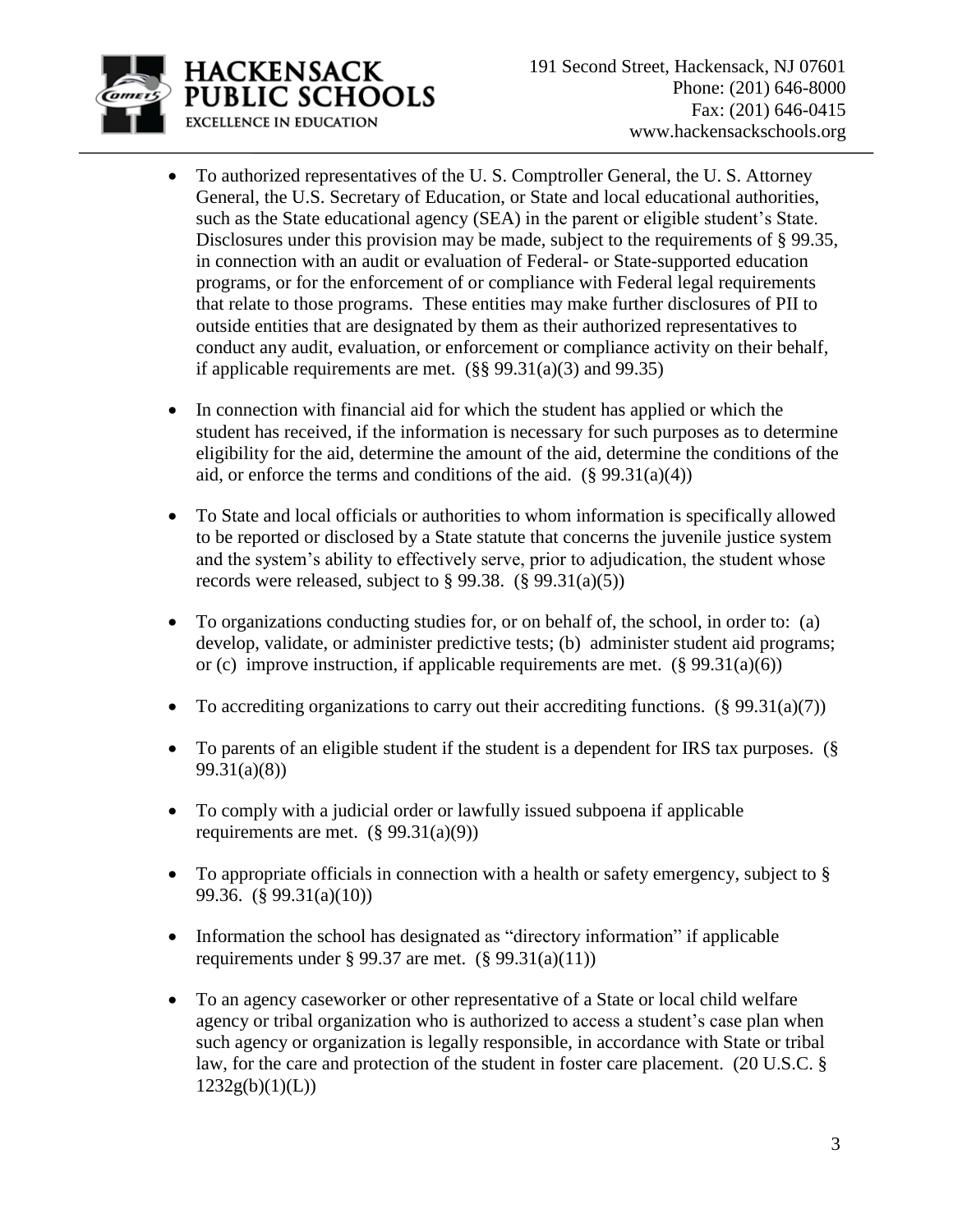- To authorized representatives of the U. S. Comptroller General, the U. S. Attorney General, the U.S. Secretary of Education, or State and local educational authorities, such as the State educational agency (SEA) in the parent or eligible student's State. Disclosures under this provision may be made, subject to the requirements of § 99.35, in connection with an audit or evaluation of Federal- or State-supported education programs, or for the enforcement of or compliance with Federal legal requirements that relate to those programs. These entities may make further disclosures of PII to outside entities that are designated by them as their authorized representatives to conduct any audit, evaluation, or enforcement or compliance activity on their behalf, if applicable requirements are met. (§§ 99.31(a)(3) and 99.35)

- In connection with financial aid for which the student has applied or which the student has received, if the information is necessary for such purposes as to determine eligibility for the aid, determine the amount of the aid, determine the conditions of the aid, or enforce the terms and conditions of the aid. (§ 99.31(a)(4))

- To State and local officials or authorities to whom information is specifically allowed to be reported or disclosed by a State statute that concerns the juvenile justice system and the system's ability to effectively serve, prior to adjudication, the student whose records were released, subject to § 99.38. (§ 99.31(a)(5))

- To organizations conducting studies for, or on behalf of, the school, in order to: (a) develop, validate, or administer predictive tests; (b) administer student aid programs; or (c) improve instruction, if applicable requirements are met. (§ 99.31(a)(6))

- To accrediting organizations to carry out their accrediting functions. (§ 99.31(a)(7))

- To parents of an eligible student if the student is a dependent for IRS tax purposes. (§ 99.31(a)(8))

- To comply with a judicial order or lawfully issued subpoena if applicable requirements are met. (§ 99.31(a)(9))

- To appropriate officials in connection with a health or safety emergency, subject to § 99.36. (§ 99.31(a)(10))

- Information the school has designated as "directory information" if applicable requirements under § 99.37 are met. (§ 99.31(a)(11))

- To an agency caseworker or other representative of a State or local child welfare agency or tribal organization who is authorized to access a student's case plan when such agency or organization is legally responsible, in accordance with State or tribal law, for the care and protection of the student in foster care placement. (20 U.S.C. § 1232g(b)(1)(L))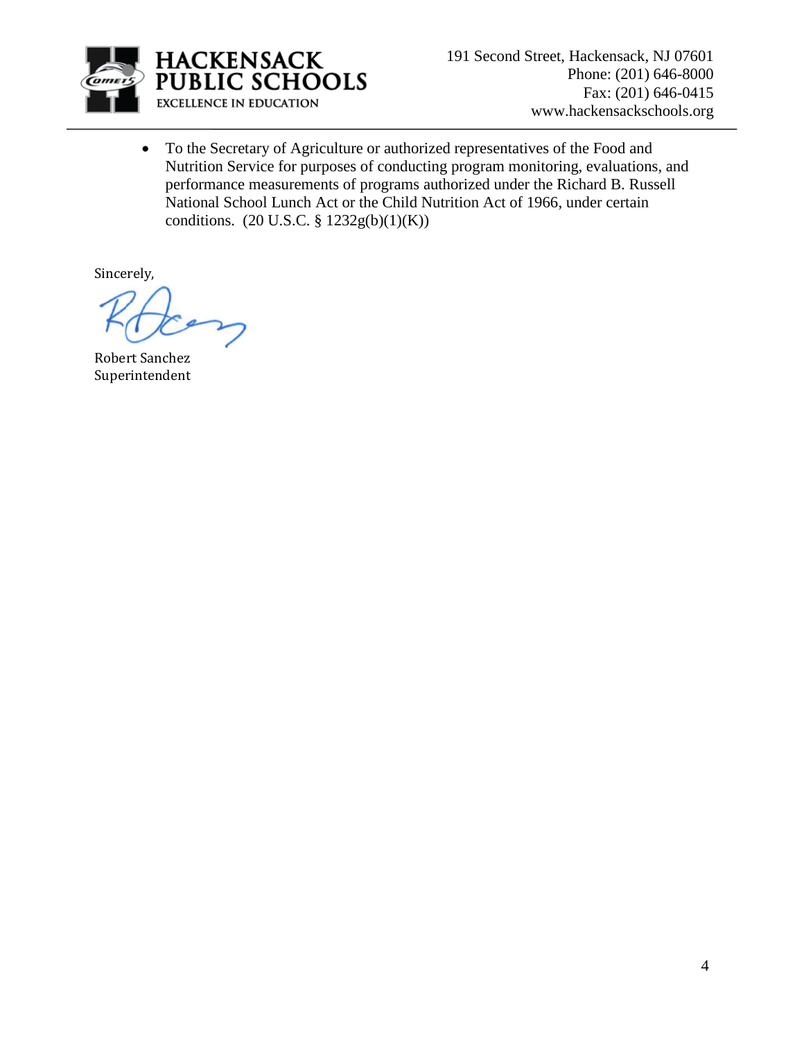- To the Secretary of Agriculture or authorized representatives of the Food and Nutrition Service for purposes of conducting program monitoring, evaluations, and performance measurements of programs authorized under the Richard B. Russell National School Lunch Act or the Child Nutrition Act of 1966, under certain conditions. (20 U.S.C. § 1232g(b)(1)(K))

Sincerely,

Robert Sanchez
Superintendent